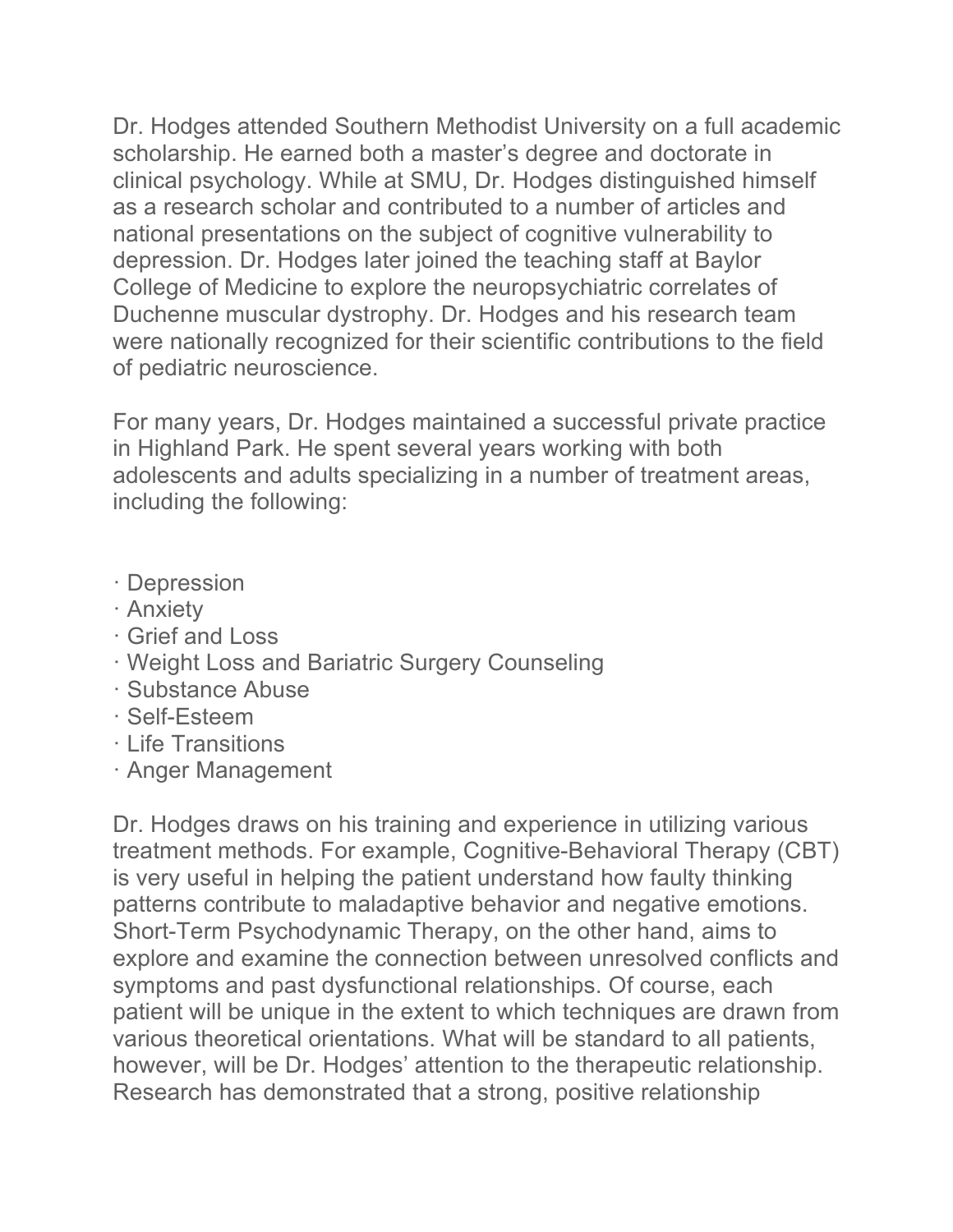Dr. Hodges attended Southern Methodist University on a full academic scholarship. He earned both a master's degree and doctorate in clinical psychology. While at SMU, Dr. Hodges distinguished himself as a research scholar and contributed to a number of articles and national presentations on the subject of cognitive vulnerability to depression. Dr. Hodges later joined the teaching staff at Baylor College of Medicine to explore the neuropsychiatric correlates of Duchenne muscular dystrophy. Dr. Hodges and his research team were nationally recognized for their scientific contributions to the field of pediatric neuroscience.

For many years, Dr. Hodges maintained a successful private practice in Highland Park. He spent several years working with both adolescents and adults specializing in a number of treatment areas, including the following:

- Depression
- Anxiety
- Grief and Loss
- Weight Loss and Bariatric Surgery Counseling
- Substance Abuse
- Self-Esteem
- Life Transitions
- Anger Management

Dr. Hodges draws on his training and experience in utilizing various treatment methods. For example, Cognitive-Behavioral Therapy (CBT) is very useful in helping the patient understand how faulty thinking patterns contribute to maladaptive behavior and negative emotions. Short-Term Psychodynamic Therapy, on the other hand, aims to explore and examine the connection between unresolved conflicts and symptoms and past dysfunctional relationships. Of course, each patient will be unique in the extent to which techniques are drawn from various theoretical orientations. What will be standard to all patients, however, will be Dr. Hodges' attention to the therapeutic relationship. Research has demonstrated that a strong, positive relationship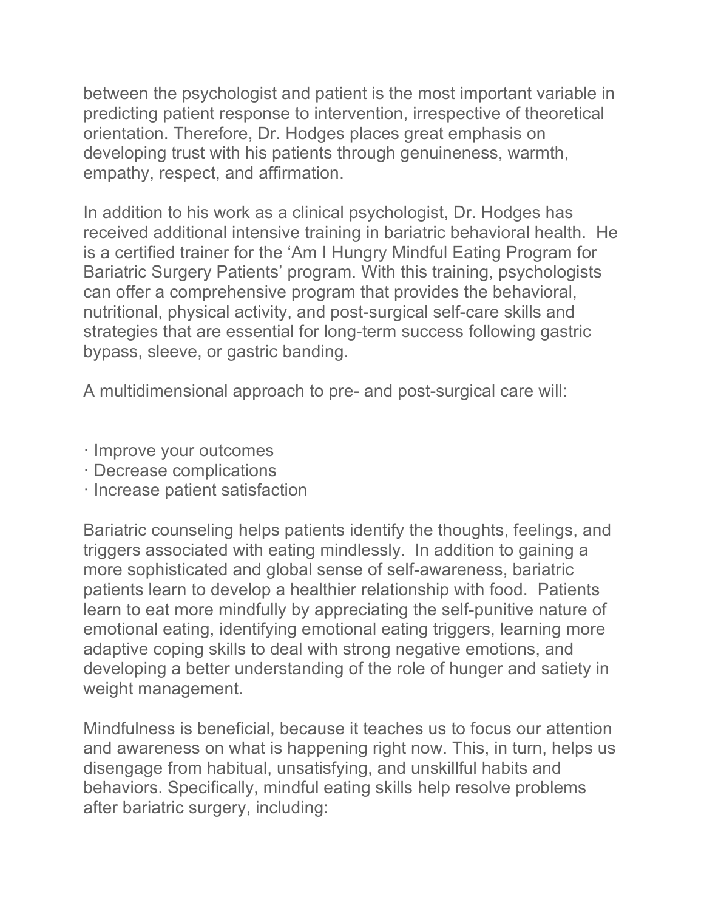between the psychologist and patient is the most important variable in predicting patient response to intervention, irrespective of theoretical orientation. Therefore, Dr. Hodges places great emphasis on developing trust with his patients through genuineness, warmth, empathy, respect, and affirmation.

In addition to his work as a clinical psychologist, Dr. Hodges has received additional intensive training in bariatric behavioral health. He is a certified trainer for the 'Am I Hungry Mindful Eating Program for Bariatric Surgery Patients' program. With this training, psychologists can offer a comprehensive program that provides the behavioral, nutritional, physical activity, and post-surgical self-care skills and strategies that are essential for long-term success following gastric bypass, sleeve, or gastric banding.

A multidimensional approach to pre- and post-surgical care will:

- Improve your outcomes
- Decrease complications
- Increase patient satisfaction

Bariatric counseling helps patients identify the thoughts, feelings, and triggers associated with eating mindlessly. In addition to gaining a more sophisticated and global sense of self-awareness, bariatric patients learn to develop a healthier relationship with food. Patients learn to eat more mindfully by appreciating the self-punitive nature of emotional eating, identifying emotional eating triggers, learning more adaptive coping skills to deal with strong negative emotions, and developing a better understanding of the role of hunger and satiety in weight management.

Mindfulness is beneficial, because it teaches us to focus our attention and awareness on what is happening right now. This, in turn, helps us disengage from habitual, unsatisfying, and unskillful habits and behaviors. Specifically, mindful eating skills help resolve problems after bariatric surgery, including: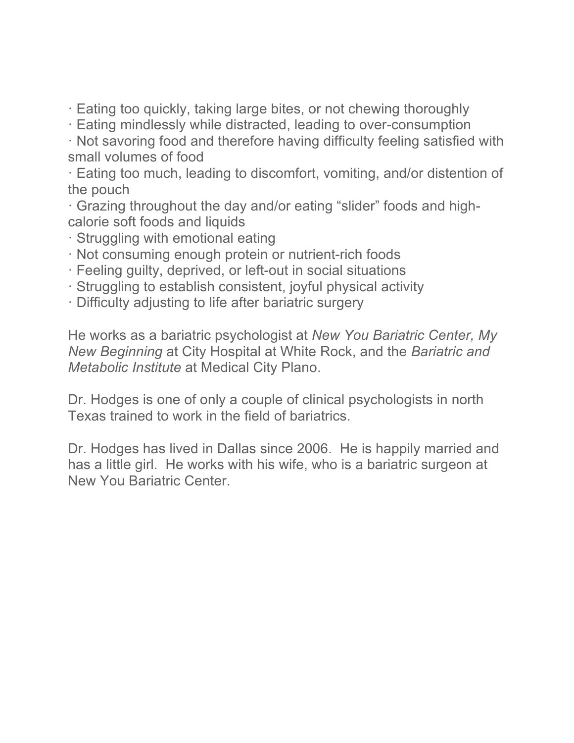- Eating too quickly, taking large bites, or not chewing thoroughly
- Eating mindlessly while distracted, leading to over-consumption
- Not savoring food and therefore having difficulty feeling satisfied with small volumes of food
- Eating too much, leading to discomfort, vomiting, and/or distention of the pouch
- Grazing throughout the day and/or eating "slider" foods and high-calorie soft foods and liquids
- Struggling with emotional eating
- Not consuming enough protein or nutrient-rich foods
- Feeling guilty, deprived, or left-out in social situations
- Struggling to establish consistent, joyful physical activity
- Difficulty adjusting to life after bariatric surgery

He works as a bariatric psychologist at *New You Bariatric Center, My New Beginning* at City Hospital at White Rock, and the *Bariatric and Metabolic Institute* at Medical City Plano.

Dr. Hodges is one of only a couple of clinical psychologists in north Texas trained to work in the field of bariatrics.

Dr. Hodges has lived in Dallas since 2006. He is happily married and has a little girl. He works with his wife, who is a bariatric surgeon at New You Bariatric Center.